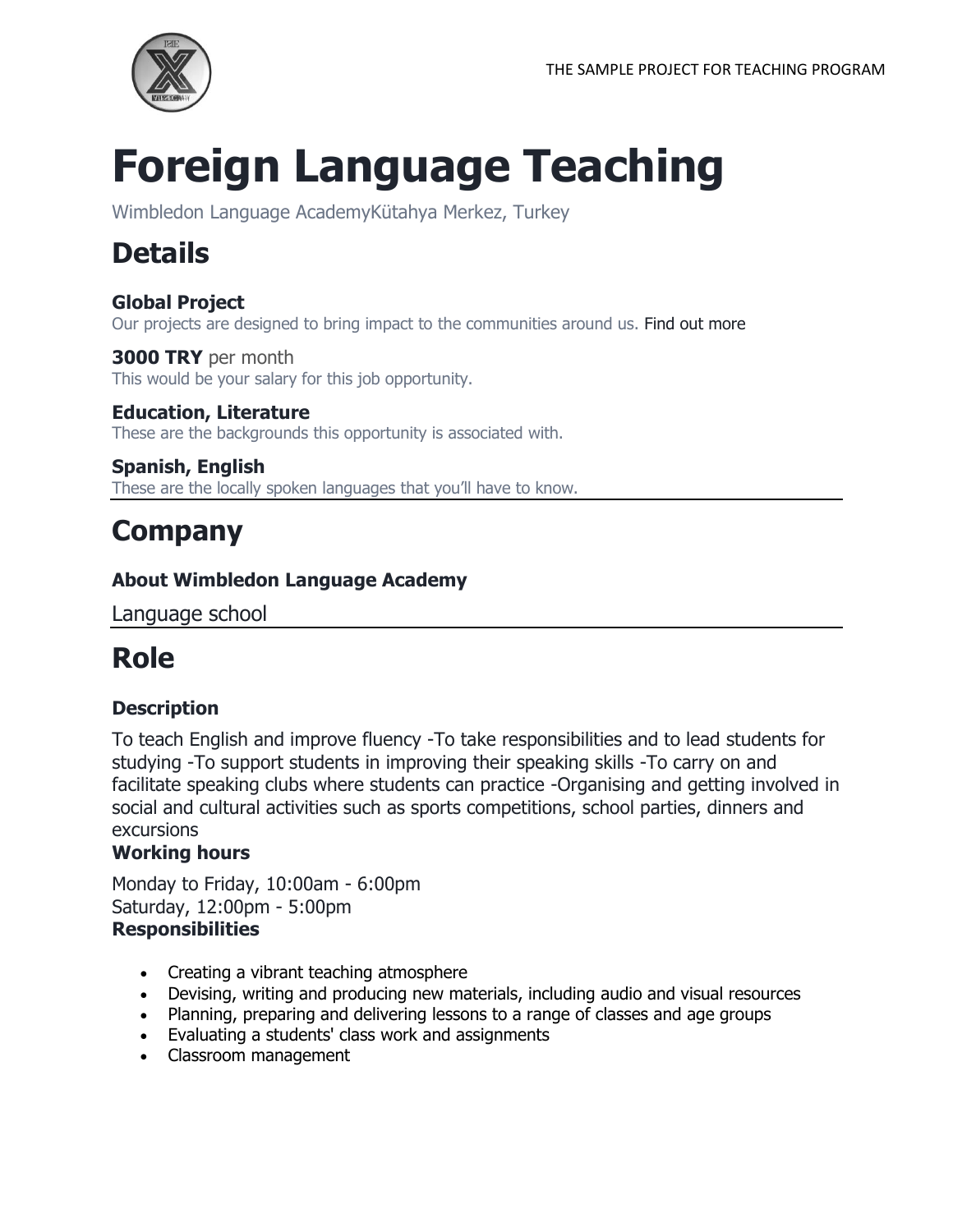# Foreign Language Teaching

Wimbledon Language AcademyKütahya Merkez, Turkey

## Details

**Global Project**
Our projects are designed to bring impact to the communities around us. Find out more

**3000 TRY** per month
This would be your salary for this job opportunity.

**Education, Literature**
These are the backgrounds this opportunity is associated with.

**Spanish, English**
These are the locally spoken languages that you'll have to know.

## Company

**About Wimbledon Language Academy**

Language school

## Role

**Description**

To teach English and improve fluency -To take responsibilities and to lead students for studying -To support students in improving their speaking skills -To carry on and facilitate speaking clubs where students can practice -Organising and getting involved in social and cultural activities such as sports competitions, school parties, dinners and excursions

**Working hours**

Monday to Friday, 10:00am - 6:00pm
Saturday, 12:00pm - 5:00pm

**Responsibilities**

- Creating a vibrant teaching atmosphere
- Devising, writing and producing new materials, including audio and visual resources
- Planning, preparing and delivering lessons to a range of classes and age groups
- Evaluating a students' class work and assignments
- Classroom management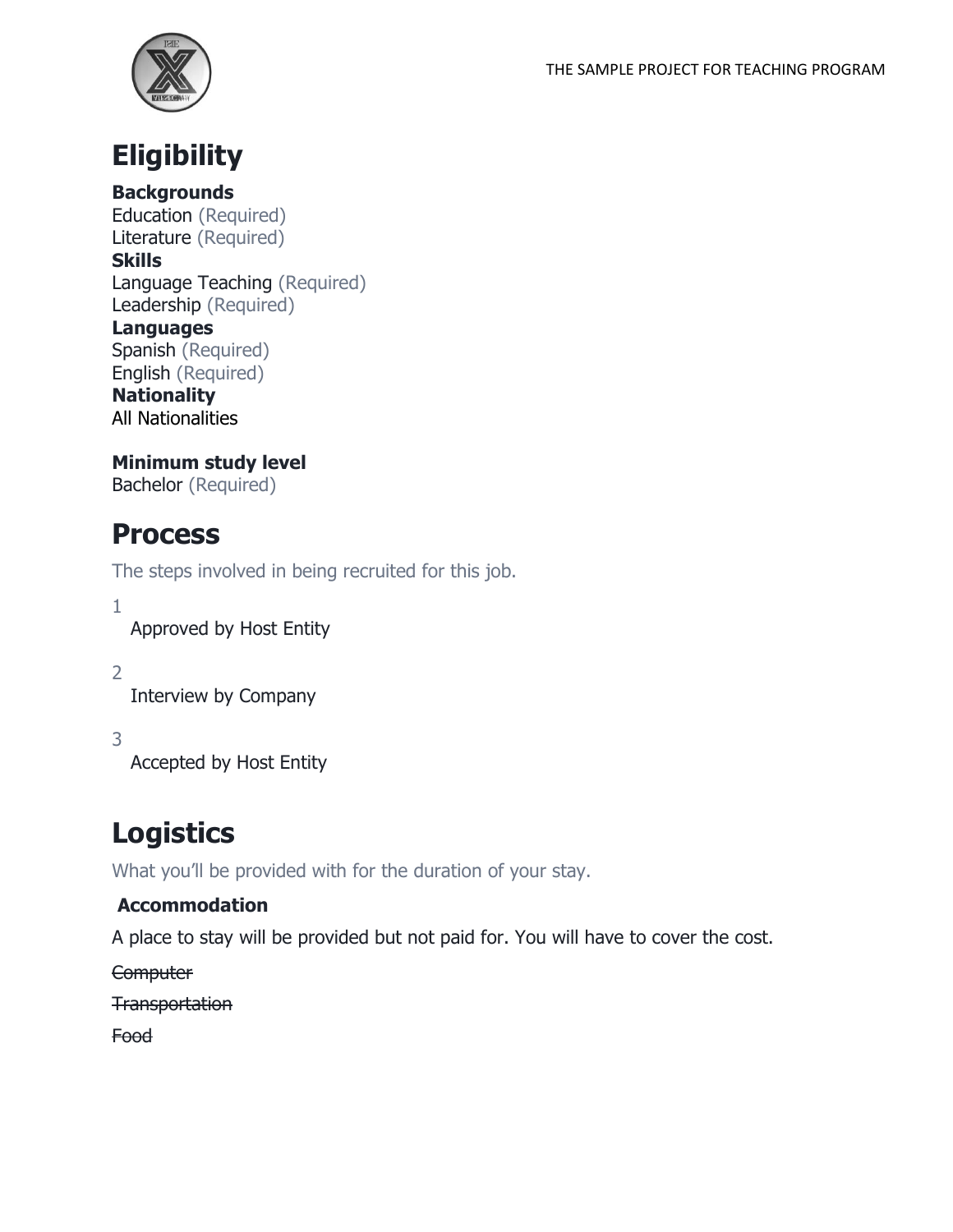# Eligibility

**Backgrounds**
Education (Required)
Literature (Required)
**Skills**
Language Teaching (Required)
Leadership (Required)
**Languages**
Spanish (Required)
English (Required)
**Nationality**
All Nationalities

**Minimum study level**
Bachelor (Required)

# Process

The steps involved in being recruited for this job.

1. Approved by Host Entity
2. Interview by Company
3. Accepted by Host Entity

# Logistics

What you'll be provided with for the duration of your stay.

**Accommodation**

A place to stay will be provided but not paid for. You will have to cover the cost.

~~Computer~~

~~Transportation~~

~~Food~~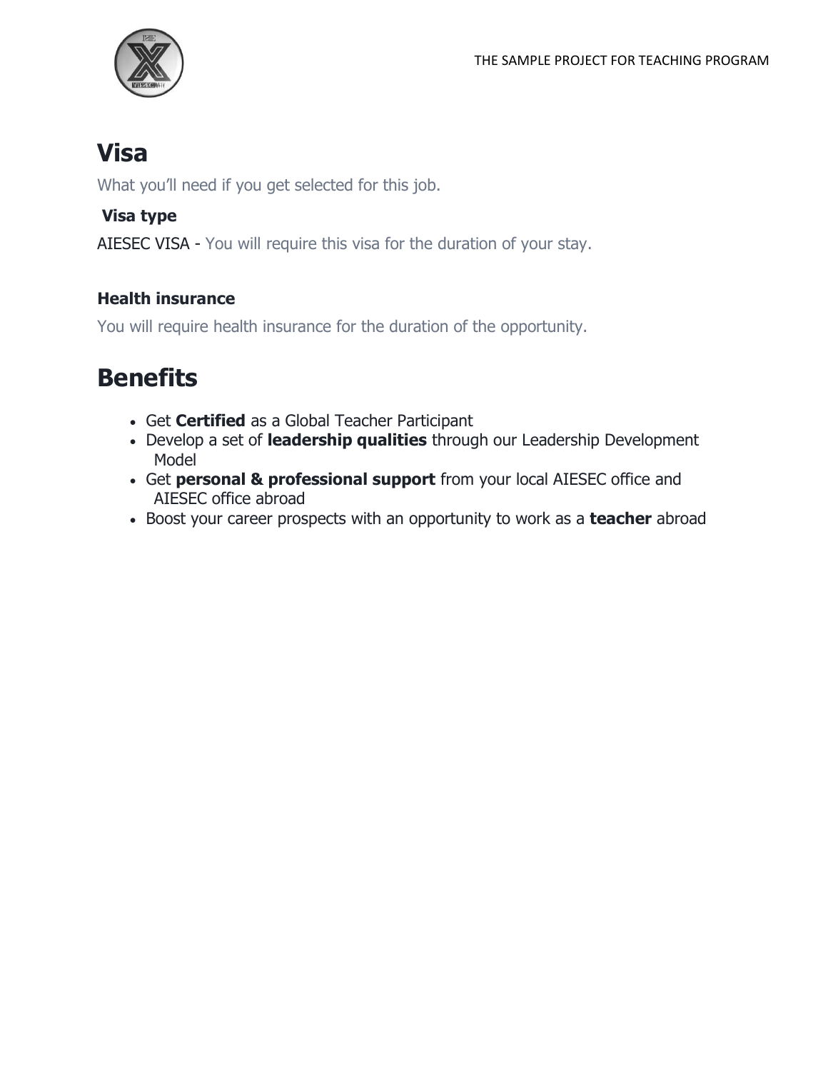## Visa

What you'll need if you get selected for this job.

### Visa type

AIESEC VISA - You will require this visa for the duration of your stay.

### Health insurance

You will require health insurance for the duration of the opportunity.

## Benefits

- Get **Certified** as a Global Teacher Participant
- Develop a set of **leadership qualities** through our Leadership Development Model
- Get **personal & professional support** from your local AIESEC office and AIESEC office abroad
- Boost your career prospects with an opportunity to work as a **teacher** abroad